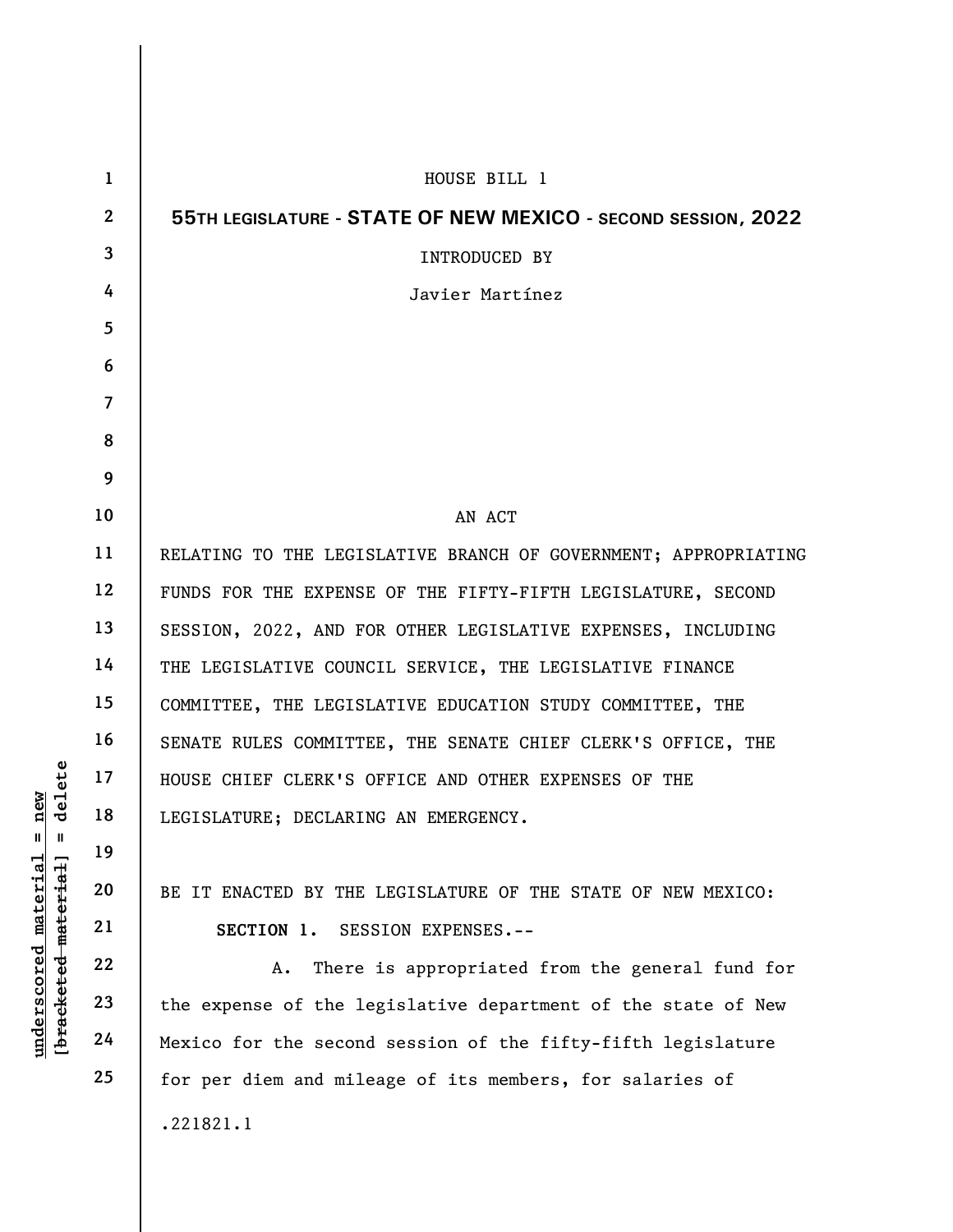HOUSE BILL 1

**55TH LEGISLATURE - STATE OF NEW MEXICO - SECOND SESSION, 2022**

INTRODUCED BY

Javier Martínez

AN ACT

RELATING TO THE LEGISLATIVE BRANCH OF GOVERNMENT; APPROPRIATING FUNDS FOR THE EXPENSE OF THE FIFTY-FIFTH LEGISLATURE, SECOND SESSION, 2022, AND FOR OTHER LEGISLATIVE EXPENSES, INCLUDING THE LEGISLATIVE COUNCIL SERVICE, THE LEGISLATIVE FINANCE COMMITTEE, THE LEGISLATIVE EDUCATION STUDY COMMITTEE, THE SENATE RULES COMMITTEE, THE SENATE CHIEF CLERK'S OFFICE, THE HOUSE CHIEF CLERK'S OFFICE AND OTHER EXPENSES OF THE LEGISLATURE; DECLARING AN EMERGENCY.

BE IT ENACTED BY THE LEGISLATURE OF THE STATE OF NEW MEXICO:

**SECTION 1.** SESSION EXPENSES.--

A. There is appropriated from the general fund for the expense of the legislative department of the state of New Mexico for the second session of the fifty-fifth legislature for per diem and mileage of its members, for salaries of

.221821.1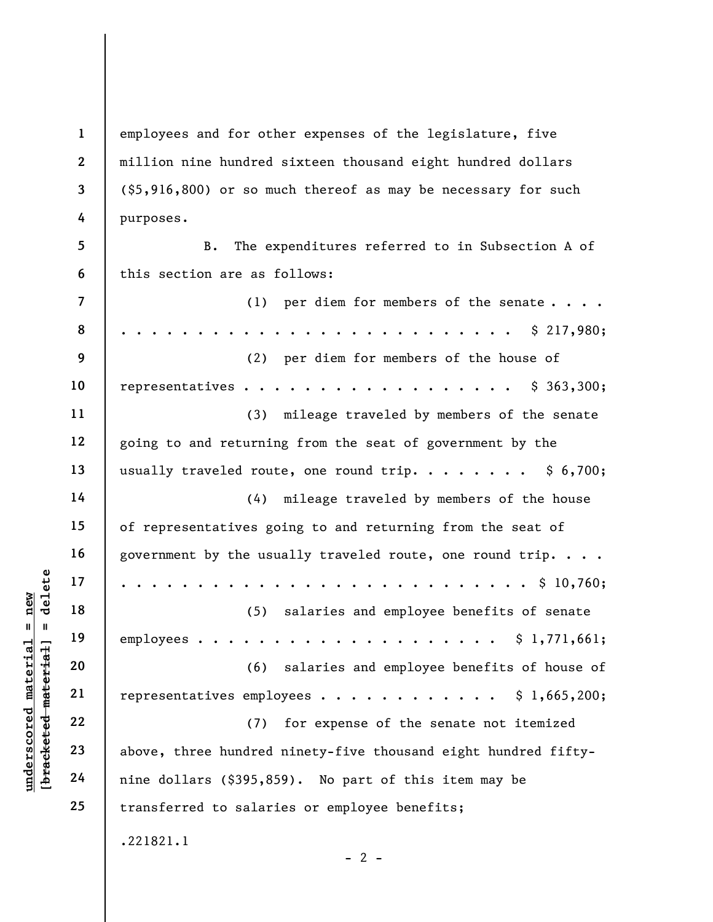employees and for other expenses of the legislature, five million nine hundred sixteen thousand eight hundred dollars ($5,916,800) or so much thereof as may be necessary for such purposes.

B. The expenditures referred to in Subsection A of this section are as follows:

(1) per diem for members of the senate . . . . . . . . . . . . . . . . . . . . . . . . . . . . . . . . $ 217,980;

(2) per diem for members of the house of representatives . . . . . . . . . . . . . . . . . . $ 363,300;

(3) mileage traveled by members of the senate going to and returning from the seat of government by the usually traveled route, one round trip. . . . . . . . $ 6,700;

(4) mileage traveled by members of the house of representatives going to and returning from the seat of government by the usually traveled route, one round trip. . . . . . . . . . . . . . . . . . . . . . . . . . . . . . . . $ 10,760;

(5) salaries and employee benefits of senate employees . . . . . . . . . . . . . . . . . . . . $ 1,771,661;

(6) salaries and employee benefits of house of representatives employees . . . . . . . . . . . . $ 1,665,200;

(7) for expense of the senate not itemized above, three hundred ninety-five thousand eight hundred fifty-nine dollars ($395,859). No part of this item may be transferred to salaries or employee benefits;

.221821.1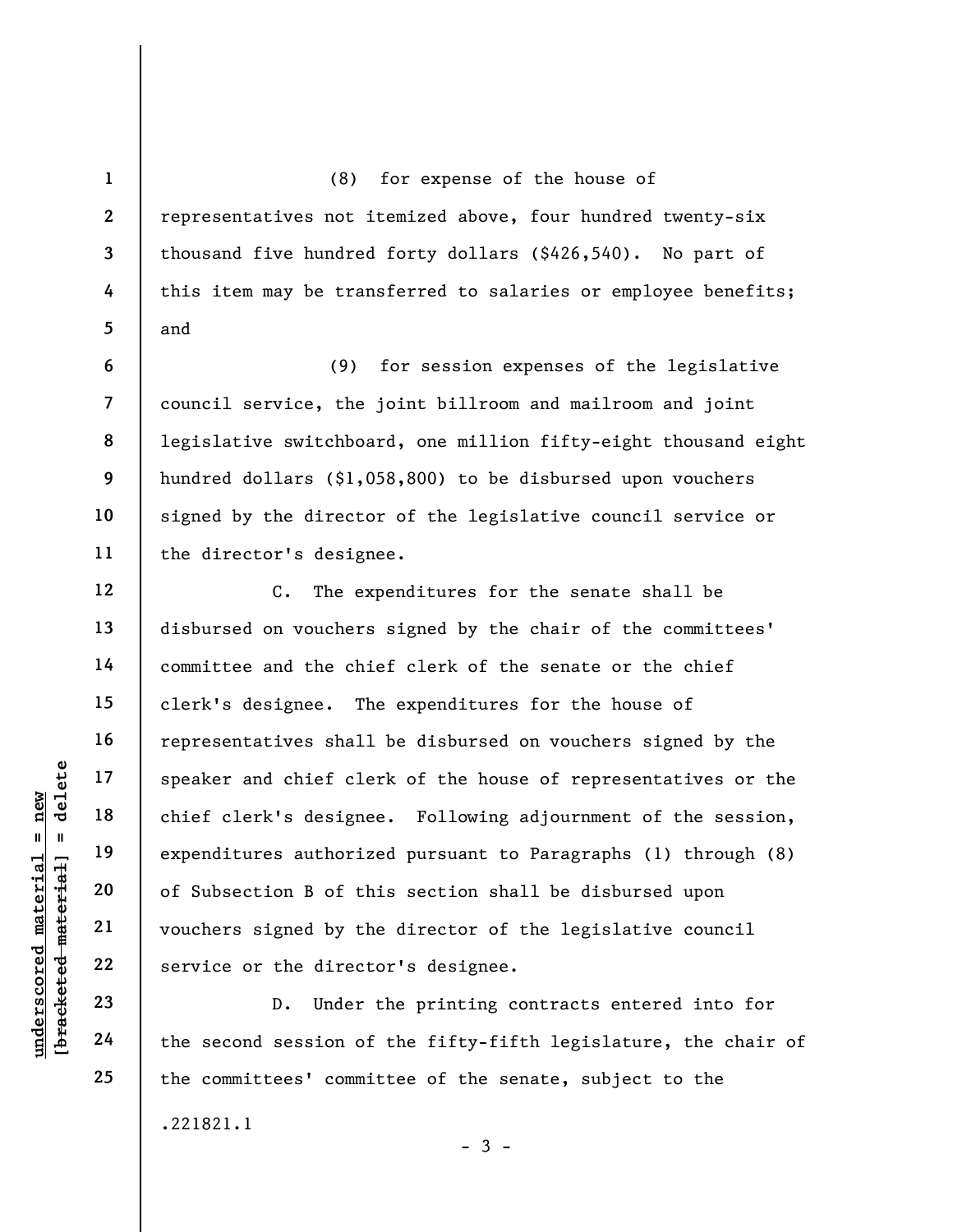(8) for expense of the house of representatives not itemized above, four hundred twenty-six thousand five hundred forty dollars ($426,540). No part of this item may be transferred to salaries or employee benefits; and

(9) for session expenses of the legislative council service, the joint billroom and mailroom and joint legislative switchboard, one million fifty-eight thousand eight hundred dollars ($1,058,800) to be disbursed upon vouchers signed by the director of the legislative council service or the director's designee.

C. The expenditures for the senate shall be disbursed on vouchers signed by the chair of the committees' committee and the chief clerk of the senate or the chief clerk's designee. The expenditures for the house of representatives shall be disbursed on vouchers signed by the speaker and chief clerk of the house of representatives or the chief clerk's designee. Following adjournment of the session, expenditures authorized pursuant to Paragraphs (1) through (8) of Subsection B of this section shall be disbursed upon vouchers signed by the director of the legislative council service or the director's designee.

D. Under the printing contracts entered into for the second session of the fifty-fifth legislature, the chair of the committees' committee of the senate, subject to the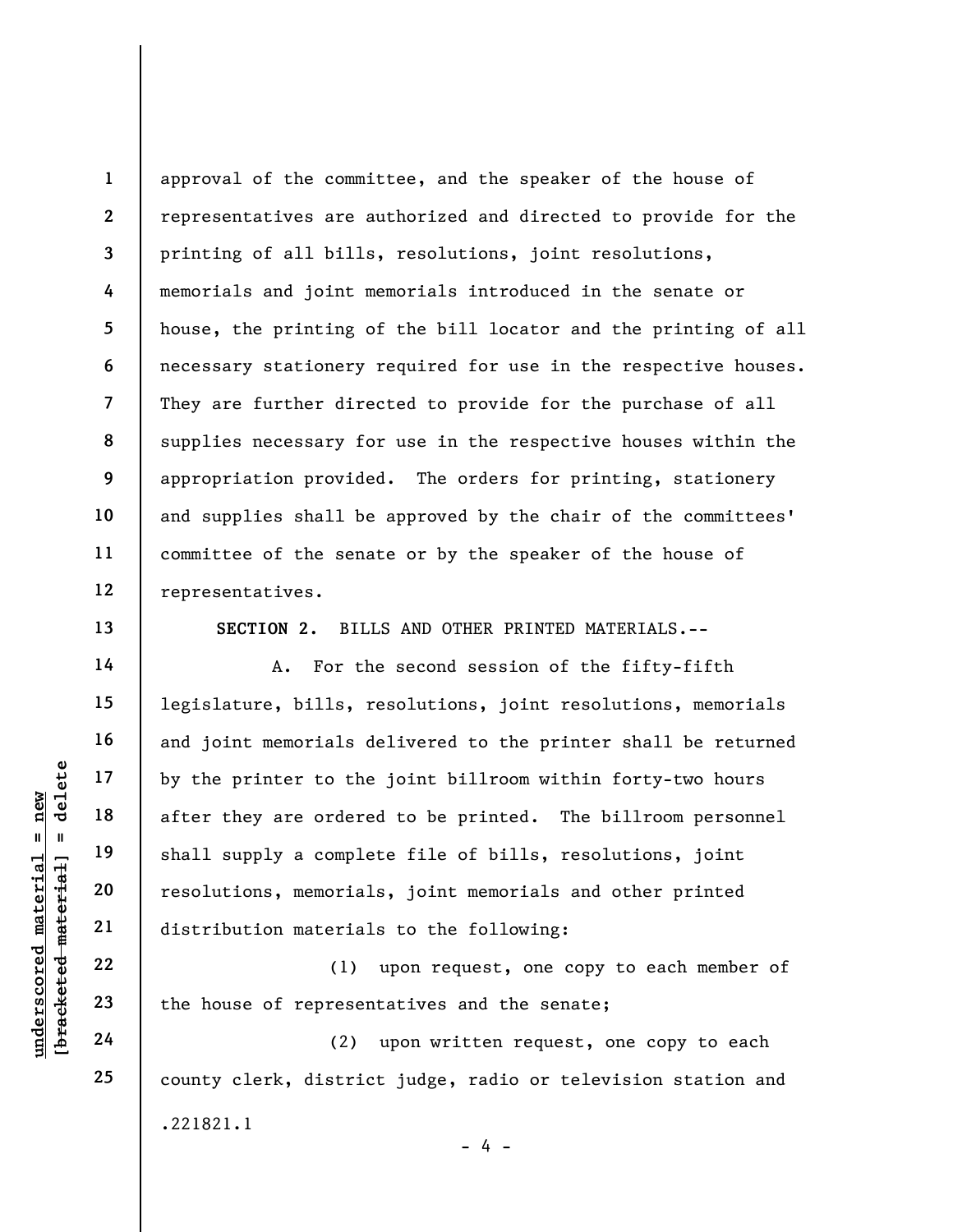approval of the committee, and the speaker of the house of representatives are authorized and directed to provide for the printing of all bills, resolutions, joint resolutions, memorials and joint memorials introduced in the senate or house, the printing of the bill locator and the printing of all necessary stationery required for use in the respective houses. They are further directed to provide for the purchase of all supplies necessary for use in the respective houses within the appropriation provided. The orders for printing, stationery and supplies shall be approved by the chair of the committees' committee of the senate or by the speaker of the house of representatives.

**SECTION 2.** BILLS AND OTHER PRINTED MATERIALS.--

A. For the second session of the fifty-fifth legislature, bills, resolutions, joint resolutions, memorials and joint memorials delivered to the printer shall be returned by the printer to the joint billroom within forty-two hours after they are ordered to be printed. The billroom personnel shall supply a complete file of bills, resolutions, joint resolutions, memorials, joint memorials and other printed distribution materials to the following:

(1) upon request, one copy to each member of the house of representatives and the senate;

(2) upon written request, one copy to each county clerk, district judge, radio or television station and

.221821.1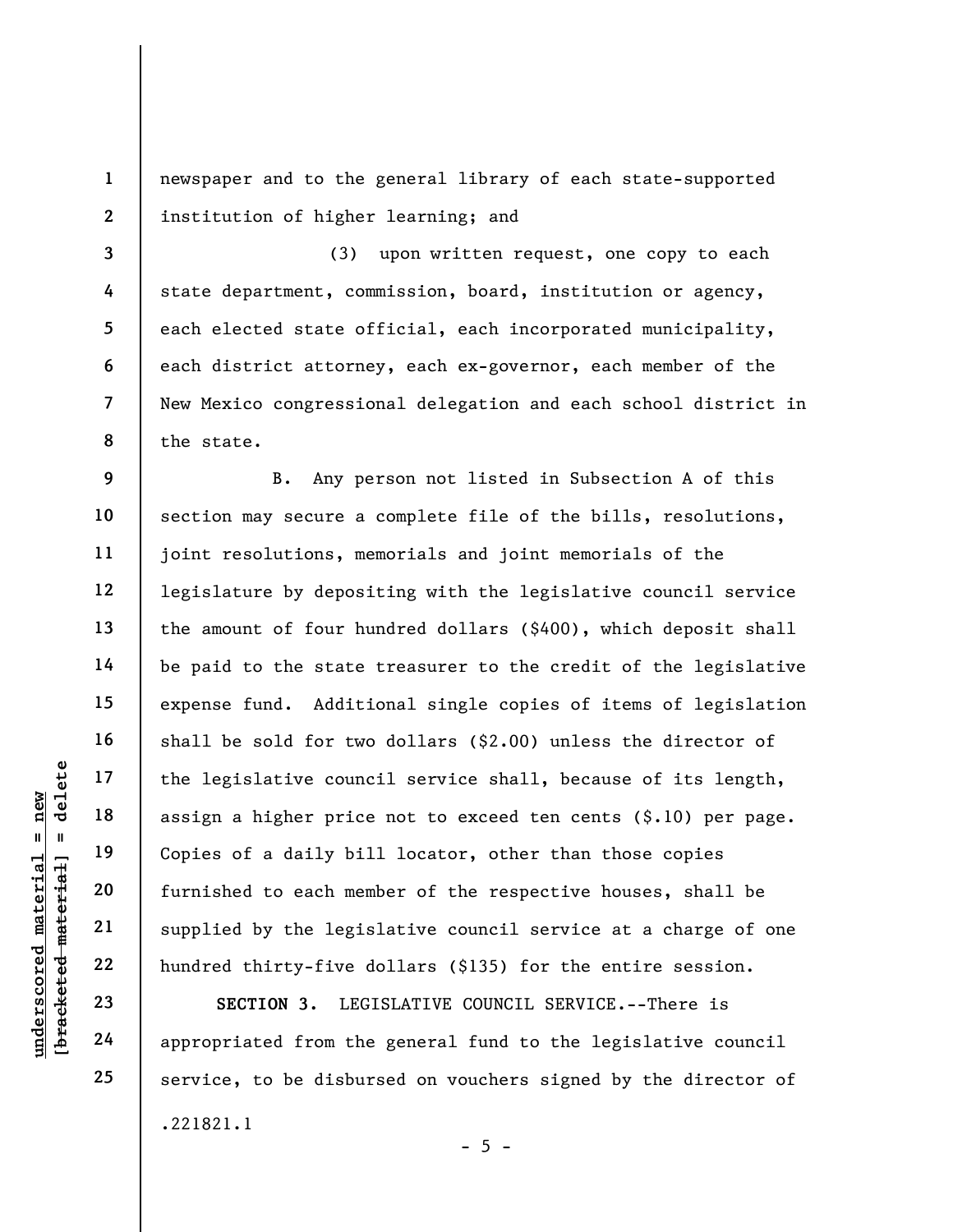newspaper and to the general library of each state-supported institution of higher learning; and

(3) upon written request, one copy to each state department, commission, board, institution or agency, each elected state official, each incorporated municipality, each district attorney, each ex-governor, each member of the New Mexico congressional delegation and each school district in the state.

B. Any person not listed in Subsection A of this section may secure a complete file of the bills, resolutions, joint resolutions, memorials and joint memorials of the legislature by depositing with the legislative council service the amount of four hundred dollars ($400), which deposit shall be paid to the state treasurer to the credit of the legislative expense fund. Additional single copies of items of legislation shall be sold for two dollars ($2.00) unless the director of the legislative council service shall, because of its length, assign a higher price not to exceed ten cents ($.10) per page. Copies of a daily bill locator, other than those copies furnished to each member of the respective houses, shall be supplied by the legislative council service at a charge of one hundred thirty-five dollars ($135) for the entire session.

**SECTION 3.** LEGISLATIVE COUNCIL SERVICE.--There is appropriated from the general fund to the legislative council service, to be disbursed on vouchers signed by the director of

.221821.1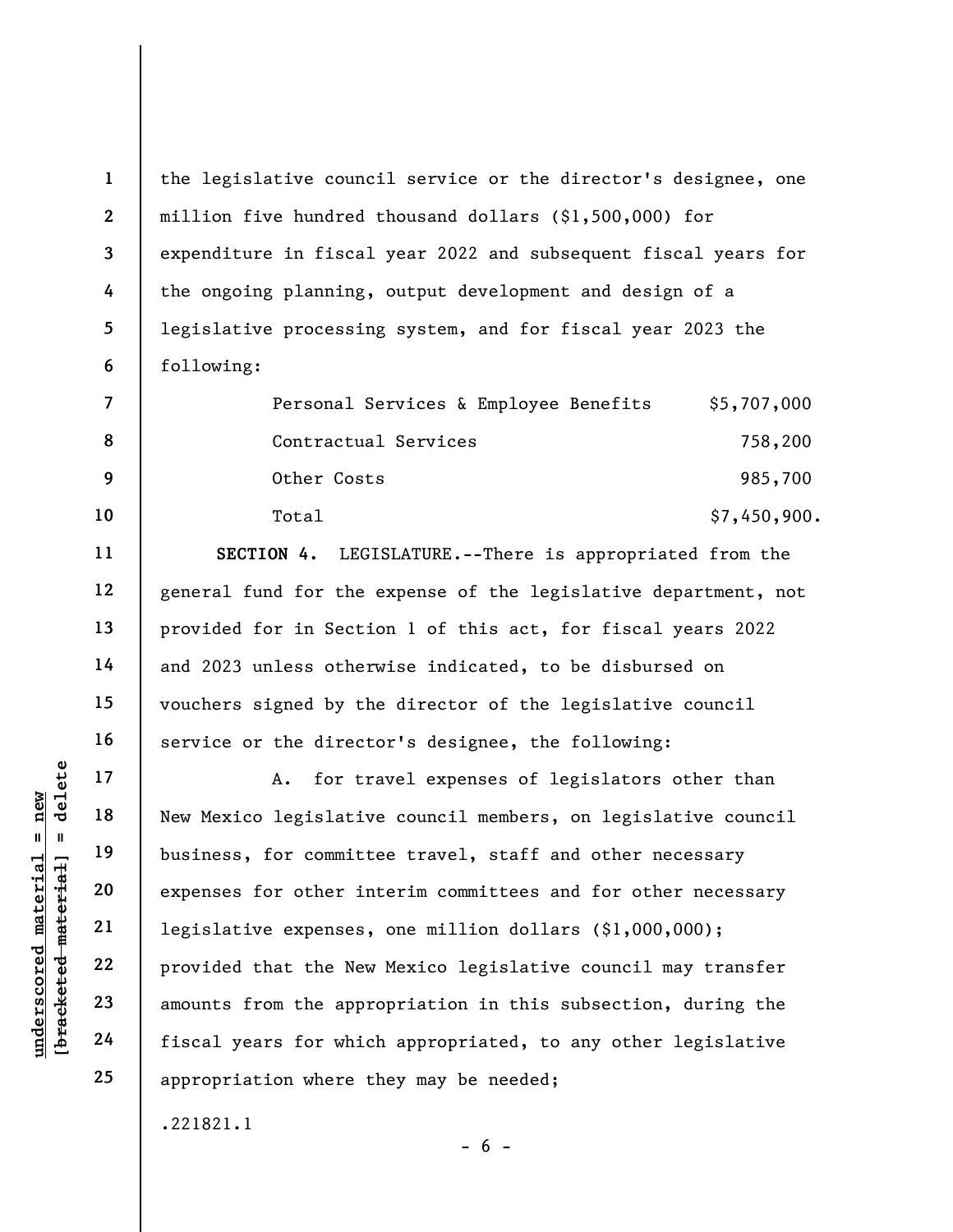the legislative council service or the director's designee, one million five hundred thousand dollars ($1,500,000) for expenditure in fiscal year 2022 and subsequent fiscal years for the ongoing planning, output development and design of a legislative processing system, and for fiscal year 2023 the following:

| | |
|---|---|
| Personal Services & Employee Benefits | $5,707,000 |
| Contractual Services | 758,200 |
| Other Costs | 985,700 |
| Total | $7,450,900. |

**SECTION 4.** LEGISLATURE.--There is appropriated from the general fund for the expense of the legislative department, not provided for in Section 1 of this act, for fiscal years 2022 and 2023 unless otherwise indicated, to be disbursed on vouchers signed by the director of the legislative council service or the director's designee, the following:

A. for travel expenses of legislators other than New Mexico legislative council members, on legislative council business, for committee travel, staff and other necessary expenses for other interim committees and for other necessary legislative expenses, one million dollars ($1,000,000); provided that the New Mexico legislative council may transfer amounts from the appropriation in this subsection, during the fiscal years for which appropriated, to any other legislative appropriation where they may be needed;

.221821.1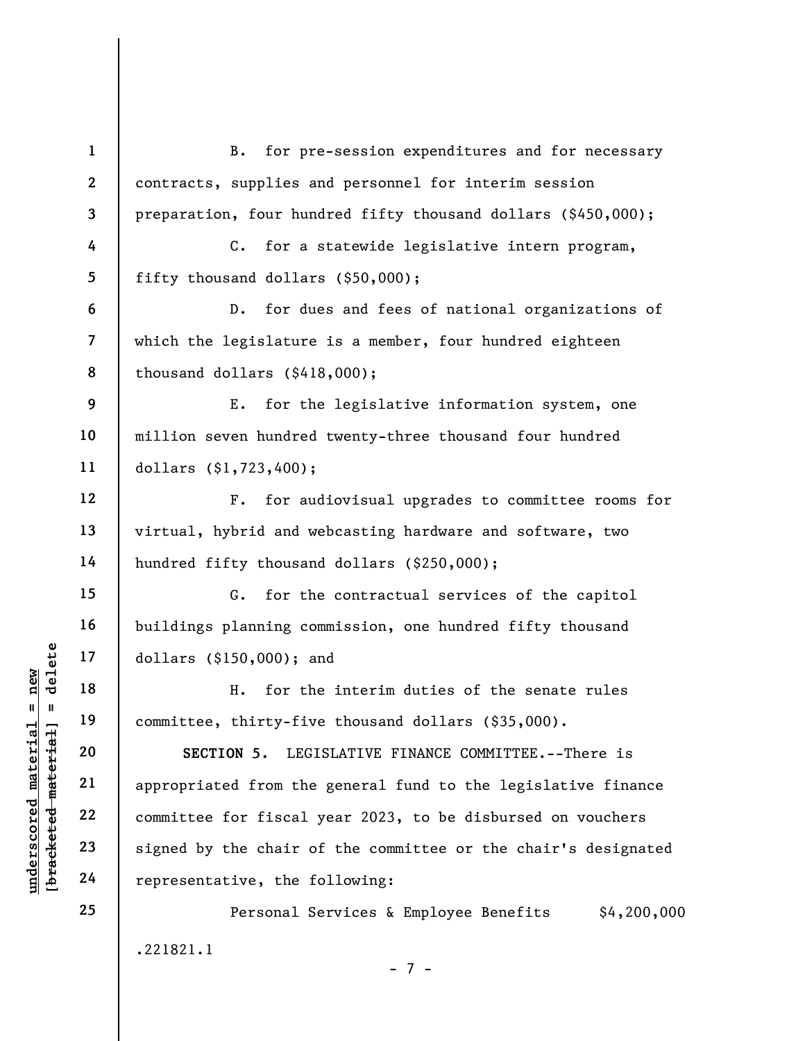B. for pre-session expenditures and for necessary contracts, supplies and personnel for interim session preparation, four hundred fifty thousand dollars ($450,000);

C. for a statewide legislative intern program, fifty thousand dollars ($50,000);

D. for dues and fees of national organizations of which the legislature is a member, four hundred eighteen thousand dollars ($418,000);

E. for the legislative information system, one million seven hundred twenty-three thousand four hundred dollars ($1,723,400);

F. for audiovisual upgrades to committee rooms for virtual, hybrid and webcasting hardware and software, two hundred fifty thousand dollars ($250,000);

G. for the contractual services of the capitol buildings planning commission, one hundred fifty thousand dollars ($150,000); and

H. for the interim duties of the senate rules committee, thirty-five thousand dollars ($35,000).

**SECTION 5.** LEGISLATIVE FINANCE COMMITTEE.--There is appropriated from the general fund to the legislative finance committee for fiscal year 2023, to be disbursed on vouchers signed by the chair of the committee or the chair's designated representative, the following:

Personal Services & Employee Benefits $4,200,000

.221821.1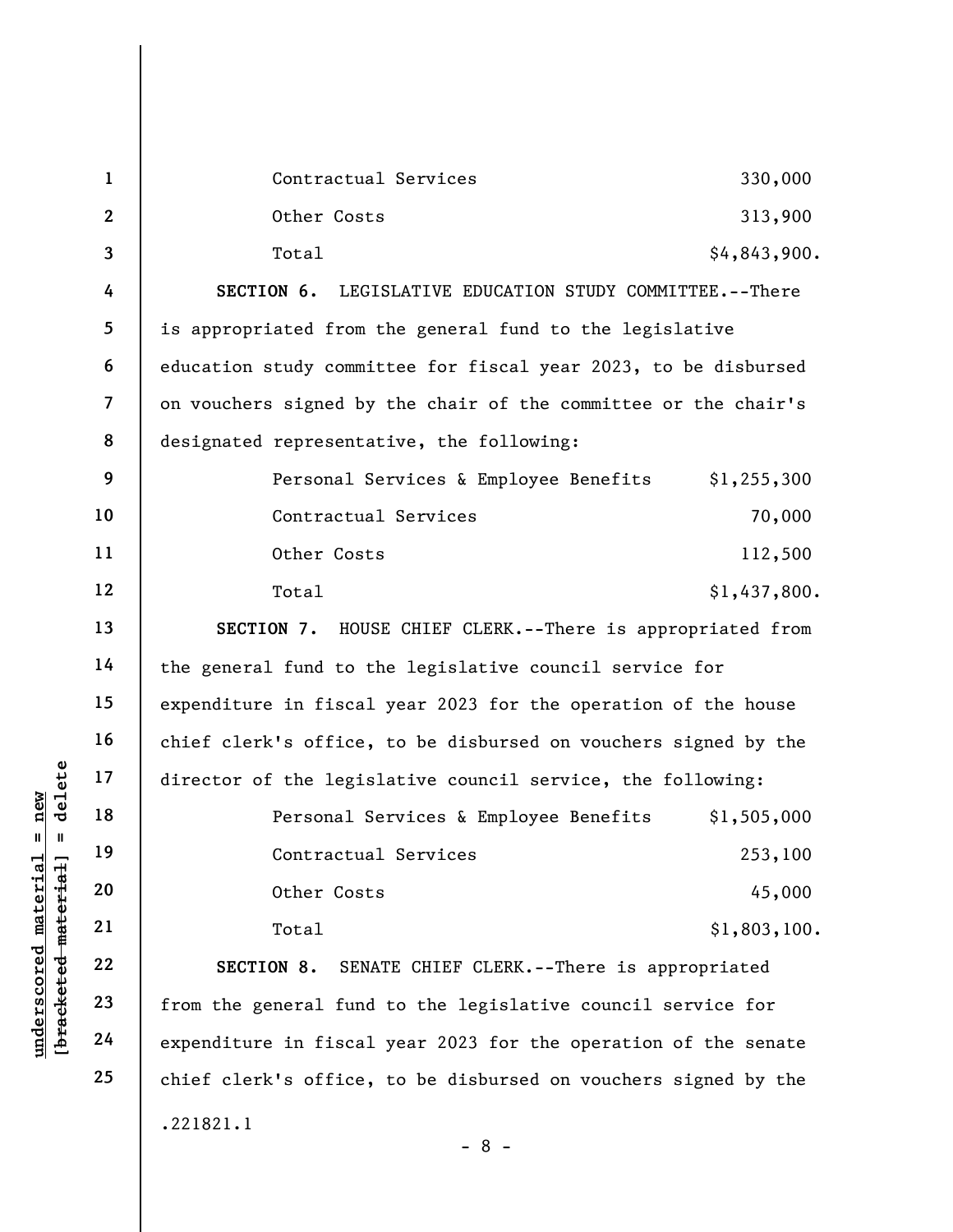| | |
|---|---|
| Contractual Services | 330,000 |
| Other Costs | 313,900 |
| Total | $4,843,900. |

**SECTION 6.** LEGISLATIVE EDUCATION STUDY COMMITTEE.--There is appropriated from the general fund to the legislative education study committee for fiscal year 2023, to be disbursed on vouchers signed by the chair of the committee or the chair's designated representative, the following:

| | |
|---|---|
| Personal Services & Employee Benefits | $1,255,300 |
| Contractual Services | 70,000 |
| Other Costs | 112,500 |
| Total | $1,437,800. |

**SECTION 7.** HOUSE CHIEF CLERK.--There is appropriated from the general fund to the legislative council service for expenditure in fiscal year 2023 for the operation of the house chief clerk's office, to be disbursed on vouchers signed by the director of the legislative council service, the following:

| | |
|---|---|
| Personal Services & Employee Benefits | $1,505,000 |
| Contractual Services | 253,100 |
| Other Costs | 45,000 |
| Total | $1,803,100. |

**SECTION 8.** SENATE CHIEF CLERK.--There is appropriated from the general fund to the legislative council service for expenditure in fiscal year 2023 for the operation of the senate chief clerk's office, to be disbursed on vouchers signed by the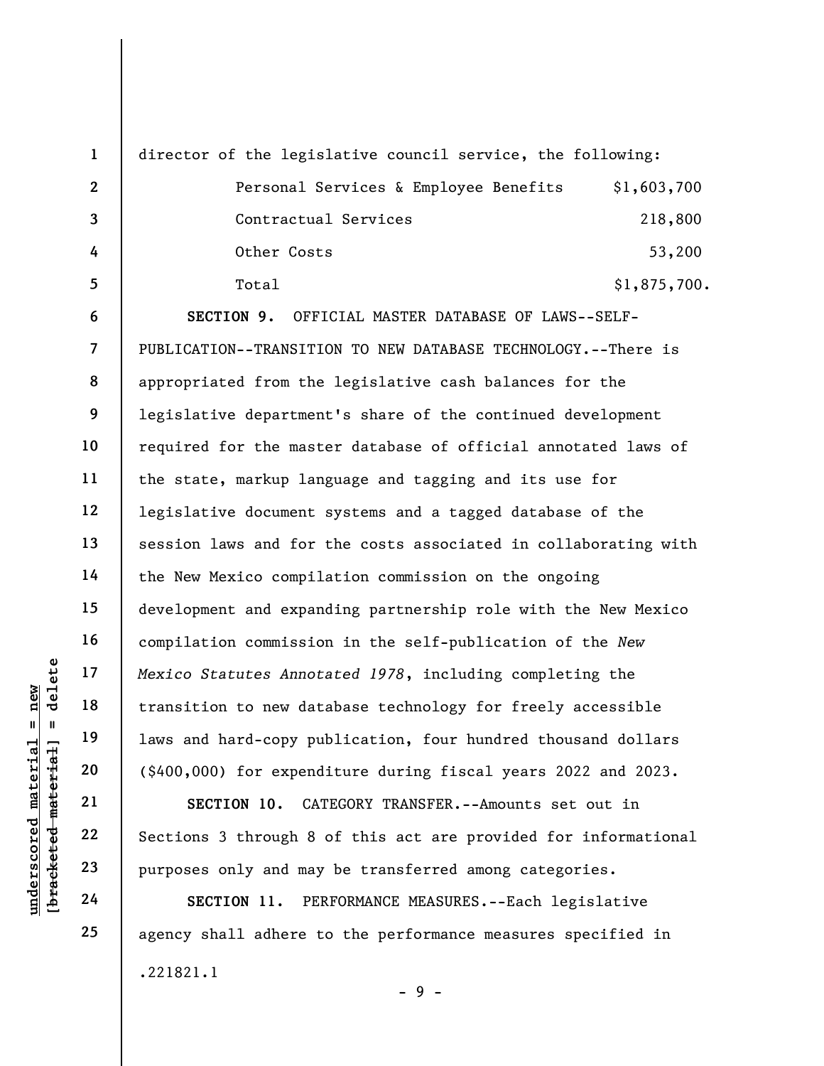director of the legislative council service, the following:

| | |
|---|---:|
| Personal Services & Employee Benefits | $1,603,700 |
| Contractual Services | 218,800 |
| Other Costs | 53,200 |
| Total | $1,875,700. |

**SECTION 9.** OFFICIAL MASTER DATABASE OF LAWS--SELF-PUBLICATION--TRANSITION TO NEW DATABASE TECHNOLOGY.--There is appropriated from the legislative cash balances for the legislative department's share of the continued development required for the master database of official annotated laws of the state, markup language and tagging and its use for legislative document systems and a tagged database of the session laws and for the costs associated in collaborating with the New Mexico compilation commission on the ongoing development and expanding partnership role with the New Mexico compilation commission in the self-publication of the *New Mexico Statutes Annotated 1978*, including completing the transition to new database technology for freely accessible laws and hard-copy publication, four hundred thousand dollars ($400,000) for expenditure during fiscal years 2022 and 2023.

**SECTION 10.** CATEGORY TRANSFER.--Amounts set out in Sections 3 through 8 of this act are provided for informational purposes only and may be transferred among categories.

**SECTION 11.** PERFORMANCE MEASURES.--Each legislative agency shall adhere to the performance measures specified in

.221821.1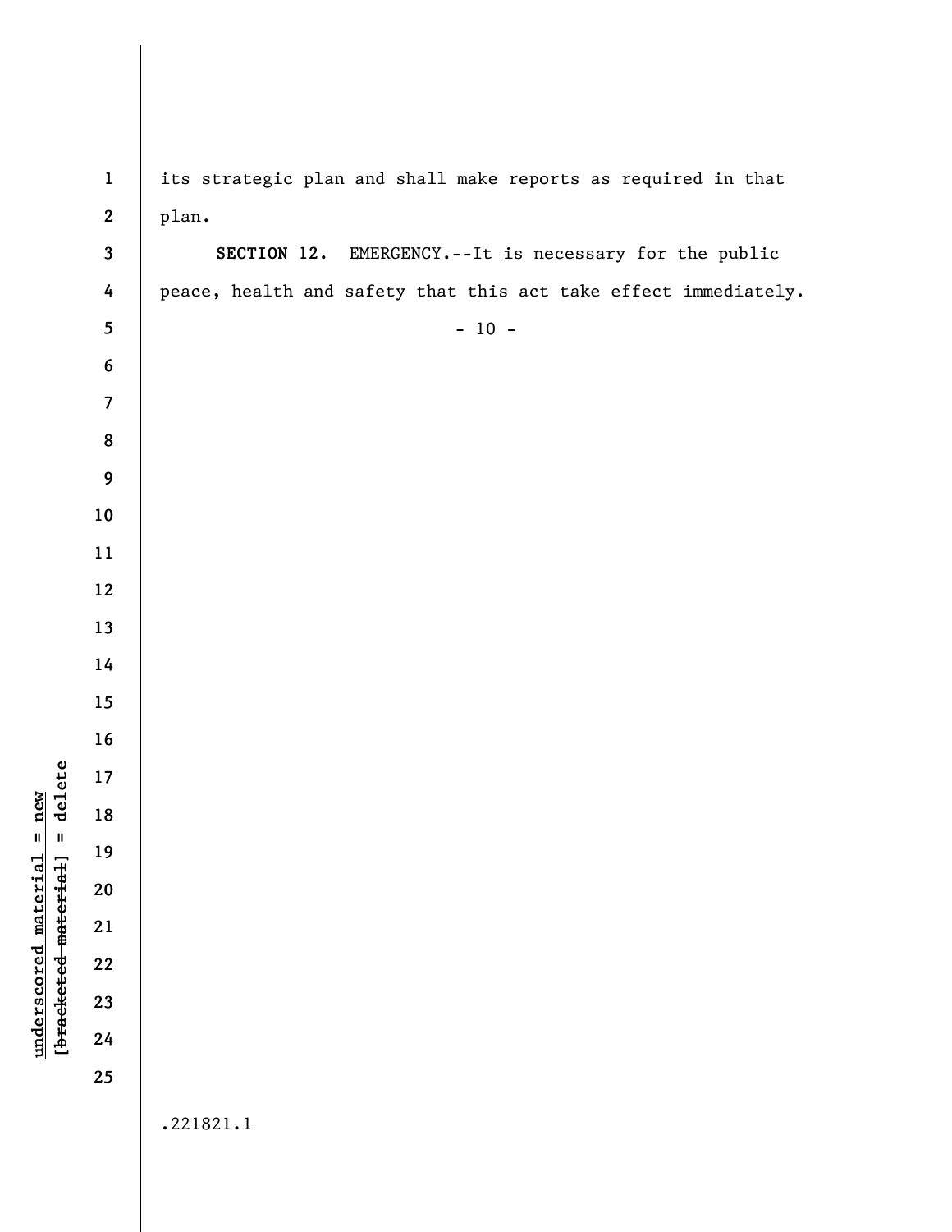its strategic plan and shall make reports as required in that plan.

**SECTION 12.** EMERGENCY.--It is necessary for the public peace, health and safety that this act take effect immediately.

.221821.1